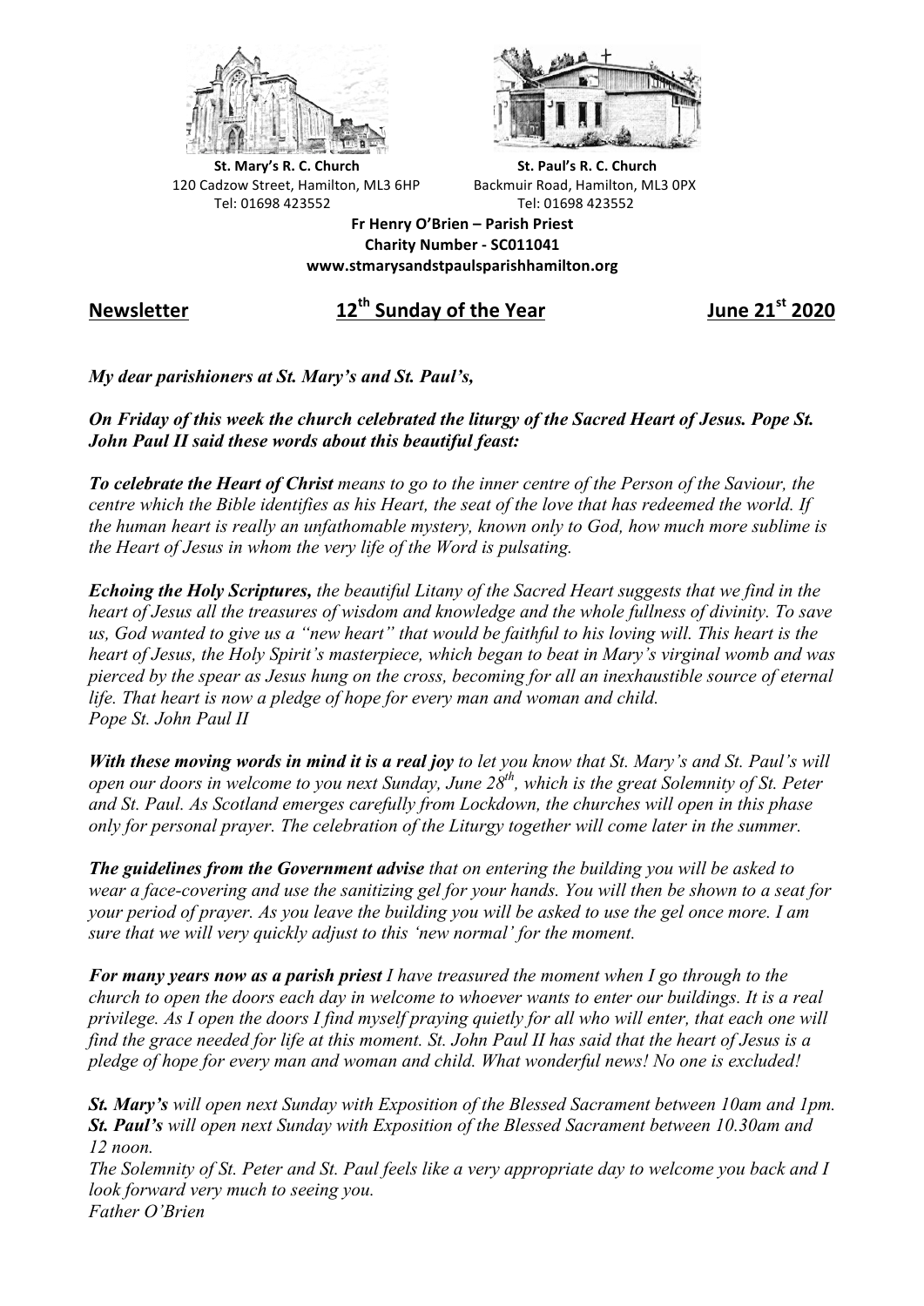**St. Mary's R. C. Church**
120 Cadzow Street, Hamilton, ML3 6HP
Tel: 01698 423552

**St. Paul's R. C. Church**
Backmuir Road, Hamilton, ML3 0PX
Tel: 01698 423552

**Fr Henry O'Brien – Parish Priest**
**Charity Number - SC011041**
**www.stmarysandstpaulsparishhamilton.org**

## Newsletter 12th Sunday of the Year June 21st 2020

***My dear parishioners at St. Mary's and St. Paul's,***

***On Friday of this week the church celebrated the liturgy of the Sacred Heart of Jesus. Pope St. John Paul II said these words about this beautiful feast:***

***To celebrate the Heart of Christ*** *means to go to the inner centre of the Person of the Saviour, the centre which the Bible identifies as his Heart, the seat of the love that has redeemed the world. If the human heart is really an unfathomable mystery, known only to God, how much more sublime is the Heart of Jesus in whom the very life of the Word is pulsating.*

***Echoing the Holy Scriptures,*** *the beautiful Litany of the Sacred Heart suggests that we find in the heart of Jesus all the treasures of wisdom and knowledge and the whole fullness of divinity. To save us, God wanted to give us a "new heart" that would be faithful to his loving will. This heart is the heart of Jesus, the Holy Spirit's masterpiece, which began to beat in Mary's virginal womb and was pierced by the spear as Jesus hung on the cross, becoming for all an inexhaustible source of eternal life. That heart is now a pledge of hope for every man and woman and child.*
*Pope St. John Paul II*

***With these moving words in mind it is a real joy*** *to let you know that St. Mary's and St. Paul's will open our doors in welcome to you next Sunday, June 28th, which is the great Solemnity of St. Peter and St. Paul. As Scotland emerges carefully from Lockdown, the churches will open in this phase only for personal prayer. The celebration of the Liturgy together will come later in the summer.*

***The guidelines from the Government advise*** *that on entering the building you will be asked to wear a face-covering and use the sanitizing gel for your hands. You will then be shown to a seat for your period of prayer. As you leave the building you will be asked to use the gel once more. I am sure that we will very quickly adjust to this 'new normal' for the moment.*

***For many years now as a parish priest*** *I have treasured the moment when I go through to the church to open the doors each day in welcome to whoever wants to enter our buildings. It is a real privilege. As I open the doors I find myself praying quietly for all who will enter, that each one will find the grace needed for life at this moment. St. John Paul II has said that the heart of Jesus is a pledge of hope for every man and woman and child. What wonderful news! No one is excluded!*

***St. Mary's*** *will open next Sunday with Exposition of the Blessed Sacrament between 10am and 1pm.*
***St. Paul's*** *will open next Sunday with Exposition of the Blessed Sacrament between 10.30am and 12 noon.*
*The Solemnity of St. Peter and St. Paul feels like a very appropriate day to welcome you back and I look forward very much to seeing you.*
*Father O'Brien*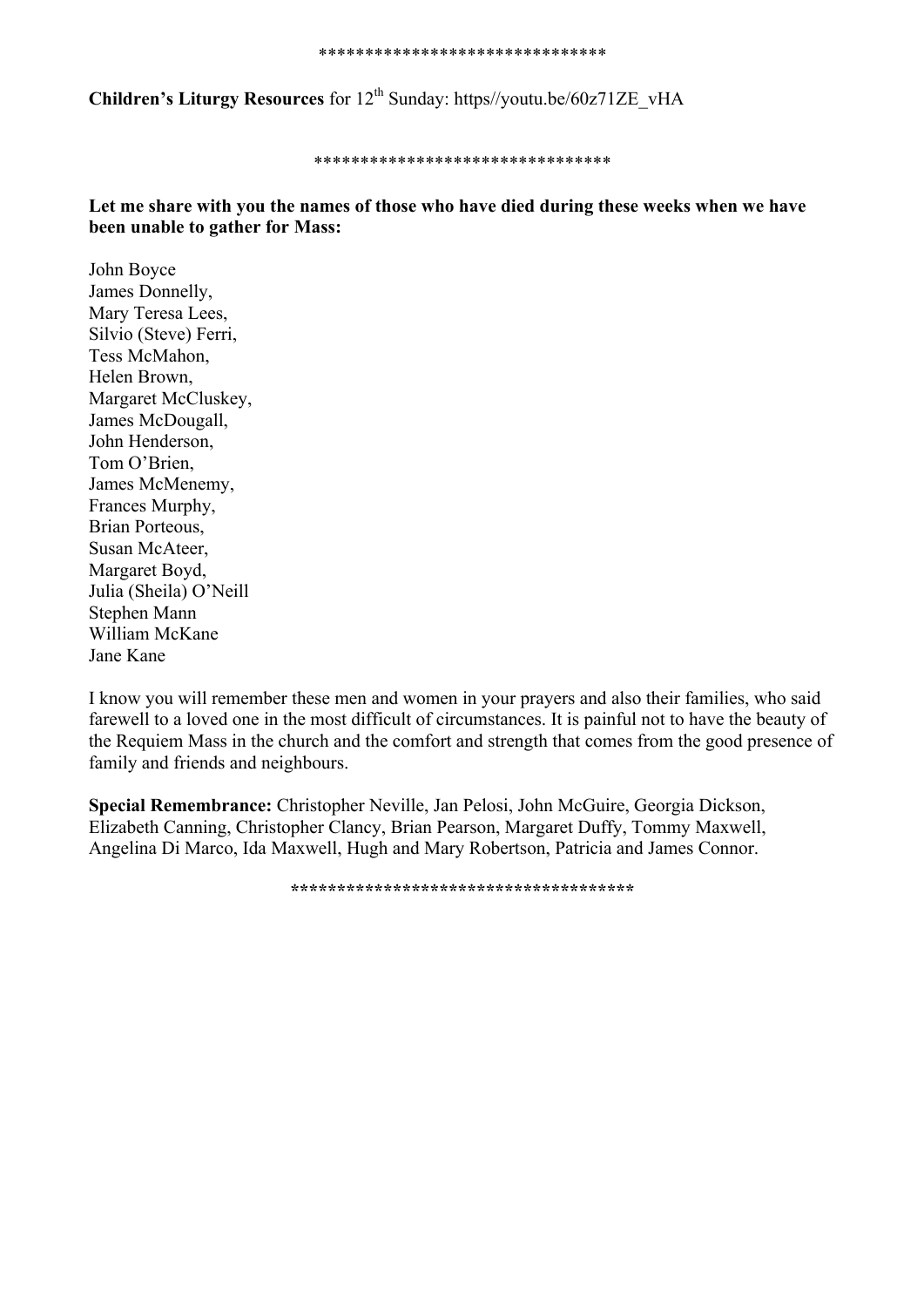*******************************

**Children's Liturgy Resources** for 12th Sunday: https//youtu.be/60z71ZE_vHA

*******************************

**Let me share with you the names of those who have died during these weeks when we have been unable to gather for Mass:**

John Boyce  
James Donnelly,  
Mary Teresa Lees,  
Silvio (Steve) Ferri,  
Tess McMahon,  
Helen Brown,  
Margaret McCluskey,  
James McDougall,  
John Henderson,  
Tom O'Brien,  
James McMenemy,  
Frances Murphy,  
Brian Porteous,  
Susan McAteer,  
Margaret Boyd,  
Julia (Sheila) O'Neill  
Stephen Mann  
William McKane  
Jane Kane

I know you will remember these men and women in your prayers and also their families, who said farewell to a loved one in the most difficult of circumstances. It is painful not to have the beauty of the Requiem Mass in the church and the comfort and strength that comes from the good presence of family and friends and neighbours.

**Special Remembrance:** Christopher Neville, Jan Pelosi, John McGuire, Georgia Dickson, Elizabeth Canning, Christopher Clancy, Brian Pearson, Margaret Duffy, Tommy Maxwell, Angelina Di Marco, Ida Maxwell, Hugh and Mary Robertson, Patricia and James Connor.

*************************************